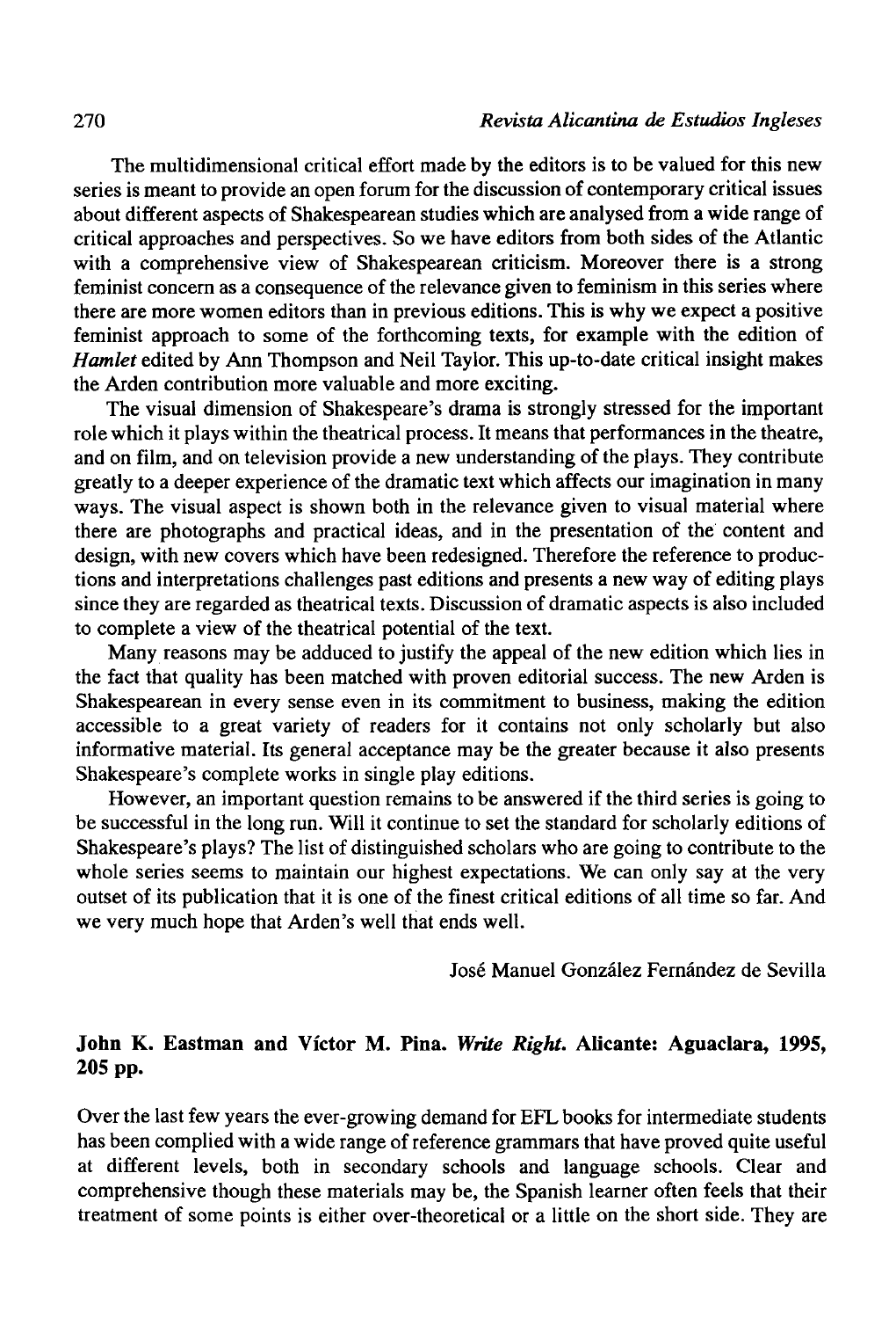The multidimensional critical effort made by the editors is to be valued for this new series is meant to provide an open forum for the discussion of contemporary critical issues about different aspects of Shakespearean studies which are analysed from a wide range of critical approaches and perspectives. So we have editors from both sides of the Atlantic with a comprehensive view of Shakespearean criticism. Moreover there is a strong feminist concern as a consequence of the relevance given to feminism in this series where there are more women editors than in previous editions. This is why we expect a positive feminist approach to some of the forthcoming texts, for example with the edition of *Hamlet* edited by Ann Thompson and Neil Taylor. This up-to-date critical insight makes the Arden contribution more valuable and more exciting.

The visual dimension of Shakespeare's drama is strongly stressed for the important role which it plays within the theatrical process. It means that performances in the theatre, and on film, and on television provide a new understanding of the plays. They contribute greatly to a deeper experience of the dramatic text which affects our imagination in many ways. The visual aspect is shown both in the relevance given to visual material where there are photographs and practical ideas, and in the presentation of the content and design, with new covers which have been redesigned. Therefore the reference to productions and interpretations challenges past editions and presents a new way of editing plays since they are regarded as theatrical texts. Discussion of dramatic aspects is also included to complete a view of the theatrical potential of the text.

Many reasons may be adduced to justify the appeal of the new edition which lies in the fact that quality has been matched with proven editorial success. The new Arden is Shakespearean in every sense even in its commitment to business, making the edition accessible to a great variety of readers for it contains not only scholarly but also informative material. Its general acceptance may be the greater because it also presents Shakespeare's complete works in single play editions.

However, an important question remains to be answered if the third series is going to be successful in the long run. Will it continue to set the standard for scholarly editions of Shakespeare's plays? The list of distinguished scholars who are going to contribute to the whole series seems to maintain our highest expectations. We can only say at the very outset of its publication that it is one of the finest critical editions of all time so far. And we very much hope that Arden's well that ends well.

José Manuel González Fernández de Sevilla

**John K. Eastman and Víctor M. Pina. *Write Right*. Alicante: Aguaclara, 1995, 205 pp.**

Over the last few years the ever-growing demand for EFL books for intermediate students has been complied with a wide range of reference grammars that have proved quite useful at different levels, both in secondary schools and language schools. Clear and comprehensive though these materials may be, the Spanish learner often feels that their treatment of some points is either over-theoretical or a little on the short side. They are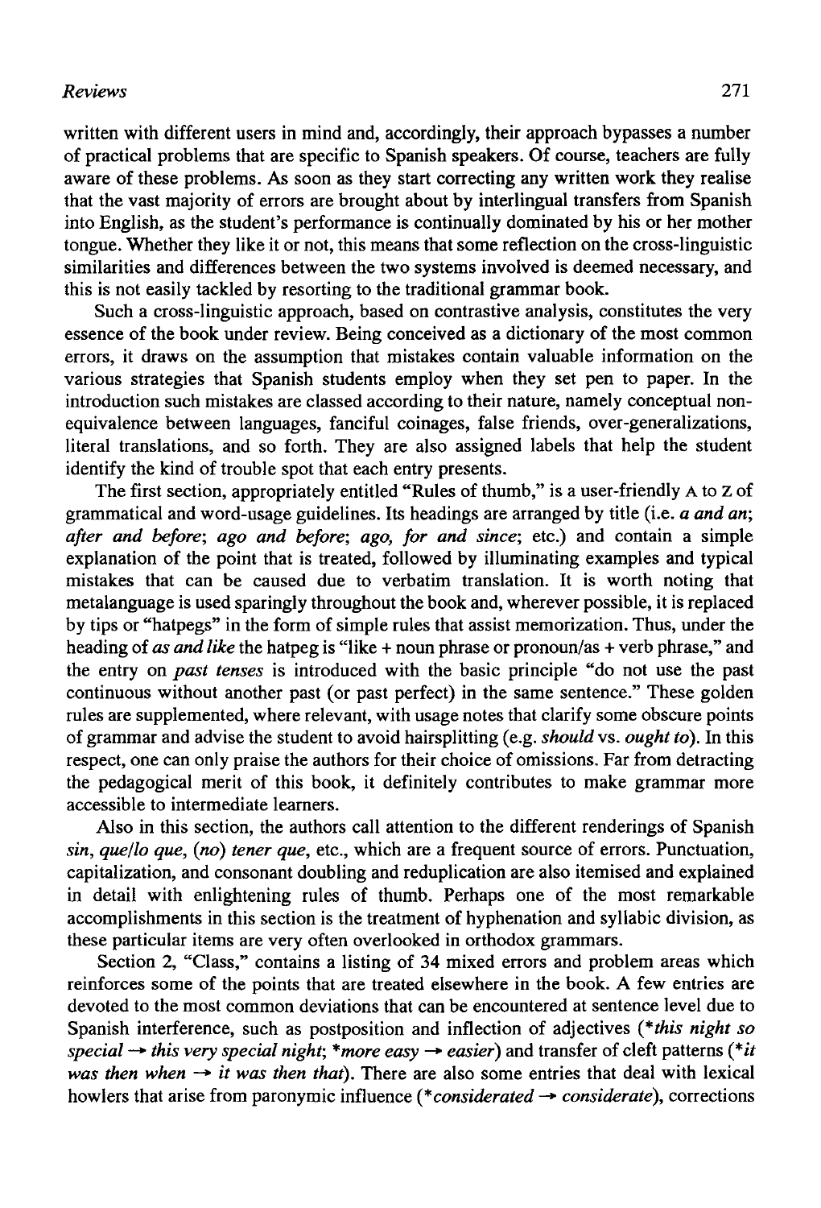written with different users in mind and, accordingly, their approach bypasses a number of practical problems that are specific to Spanish speakers. Of course, teachers are fully aware of these problems. As soon as they start correcting any written work they realise that the vast majority of errors are brought about by interlingual transfers from Spanish into English, as the student's performance is continually dominated by his or her mother tongue. Whether they like it or not, this means that some reflection on the cross-linguistic similarities and differences between the two systems involved is deemed necessary, and this is not easily tackled by resorting to the traditional grammar book.

Such a cross-linguistic approach, based on contrastive analysis, constitutes the very essence of the book under review. Being conceived as a dictionary of the most common errors, it draws on the assumption that mistakes contain valuable information on the various strategies that Spanish students employ when they set pen to paper. In the introduction such mistakes are classed according to their nature, namely conceptual non-equivalence between languages, fanciful coinages, false friends, over-generalizations, literal translations, and so forth. They are also assigned labels that help the student identify the kind of trouble spot that each entry presents.

The first section, appropriately entitled "Rules of thumb," is a user-friendly A to Z of grammatical and word-usage guidelines. Its headings are arranged by title (i.e. ***a and an***; ***after and before***; ***ago and before***; ***ago, for and since***; etc.) and contain a simple explanation of the point that is treated, followed by illuminating examples and typical mistakes that can be caused due to verbatim translation. It is worth noting that metalanguage is used sparingly throughout the book and, wherever possible, it is replaced by tips or "hatpegs" in the form of simple rules that assist memorization. Thus, under the heading of *as and like* the hatpeg is "like + noun phrase or pronoun/as + verb phrase," and the entry on *past tenses* is introduced with the basic principle "do not use the past continuous without another past (or past perfect) in the same sentence." These golden rules are supplemented, where relevant, with usage notes that clarify some obscure points of grammar and advise the student to avoid hairsplitting (e.g. *should* vs. *ought to*). In this respect, one can only praise the authors for their choice of omissions. Far from detracting the pedagogical merit of this book, it definitely contributes to make grammar more accessible to intermediate learners.

Also in this section, the authors call attention to the different renderings of Spanish *sin*, *que/lo que*, *(no) tener que*, etc., which are a frequent source of errors. Punctuation, capitalization, and consonant doubling and reduplication are also itemised and explained in detail with enlightening rules of thumb. Perhaps one of the most remarkable accomplishments in this section is the treatment of hyphenation and syllabic division, as these particular items are very often overlooked in orthodox grammars.

Section 2, "Class," contains a listing of 34 mixed errors and problem areas which reinforces some of the points that are treated elsewhere in the book. A few entries are devoted to the most common deviations that can be encountered at sentence level due to Spanish interference, such as postposition and inflection of adjectives (**this night so special* → *this very special night*; **more easy* → *easier*) and transfer of cleft patterns (**it was then when* → *it was then that*). There are also some entries that deal with lexical howlers that arise from paronymic influence (**considerated* → *considerate*), corrections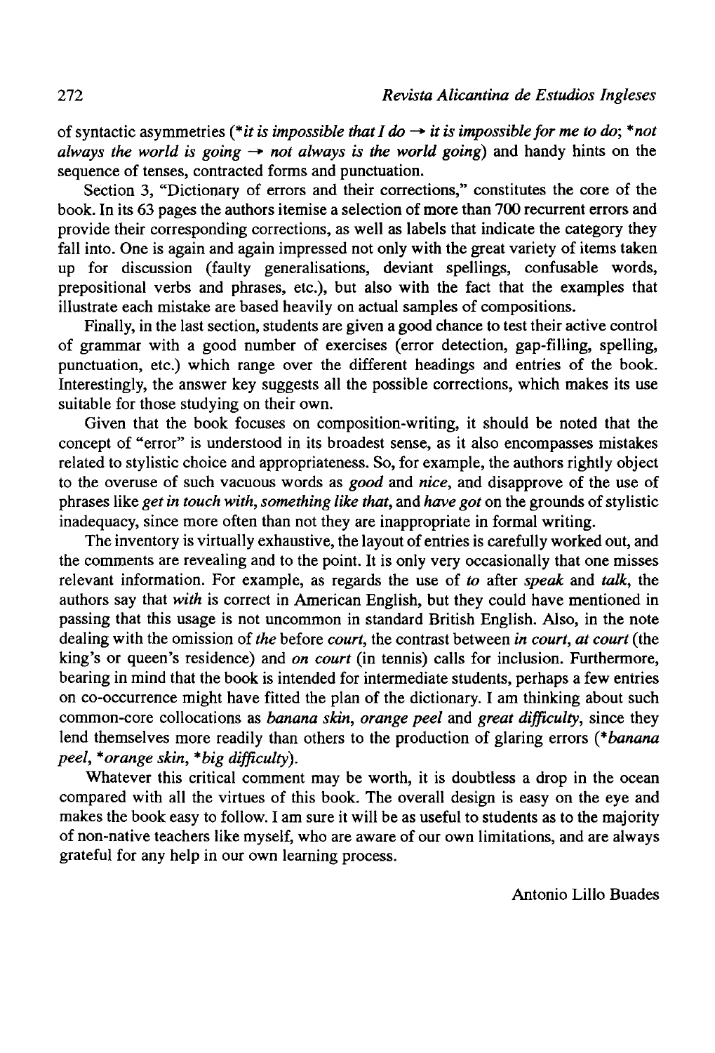of syntactic asymmetries (**it is impossible that I do* → *it is impossible for me to do*; **not always the world is going* → *not always is the world going*) and handy hints on the sequence of tenses, contracted forms and punctuation.

Section 3, "Dictionary of errors and their corrections," constitutes the core of the book. In its 63 pages the authors itemise a selection of more than 700 recurrent errors and provide their corresponding corrections, as well as labels that indicate the category they fall into. One is again and again impressed not only with the great variety of items taken up for discussion (faulty generalisations, deviant spellings, confusable words, prepositional verbs and phrases, etc.), but also with the fact that the examples that illustrate each mistake are based heavily on actual samples of compositions.

Finally, in the last section, students are given a good chance to test their active control of grammar with a good number of exercises (error detection, gap-filling, spelling, punctuation, etc.) which range over the different headings and entries of the book. Interestingly, the answer key suggests all the possible corrections, which makes its use suitable for those studying on their own.

Given that the book focuses on composition-writing, it should be noted that the concept of "error" is understood in its broadest sense, as it also encompasses mistakes related to stylistic choice and appropriateness. So, for example, the authors rightly object to the overuse of such vacuous words as *good* and *nice*, and disapprove of the use of phrases like *get in touch with*, *something like that*, and *have got* on the grounds of stylistic inadequacy, since more often than not they are inappropriate in formal writing.

The inventory is virtually exhaustive, the layout of entries is carefully worked out, and the comments are revealing and to the point. It is only very occasionally that one misses relevant information. For example, as regards the use of *to* after *speak* and *talk*, the authors say that *with* is correct in American English, but they could have mentioned in passing that this usage is not uncommon in standard British English. Also, in the note dealing with the omission of *the* before *court*, the contrast between *in court*, *at court* (the king's or queen's residence) and *on court* (in tennis) calls for inclusion. Furthermore, bearing in mind that the book is intended for intermediate students, perhaps a few entries on co-occurrence might have fitted the plan of the dictionary. I am thinking about such common-core collocations as *banana skin*, *orange peel* and *great difficulty*, since they lend themselves more readily than others to the production of glaring errors (**banana peel*, **orange skin*, **big difficulty*).

Whatever this critical comment may be worth, it is doubtless a drop in the ocean compared with all the virtues of this book. The overall design is easy on the eye and makes the book easy to follow. I am sure it will be as useful to students as to the majority of non-native teachers like myself, who are aware of our own limitations, and are always grateful for any help in our own learning process.

Antonio Lillo Buades